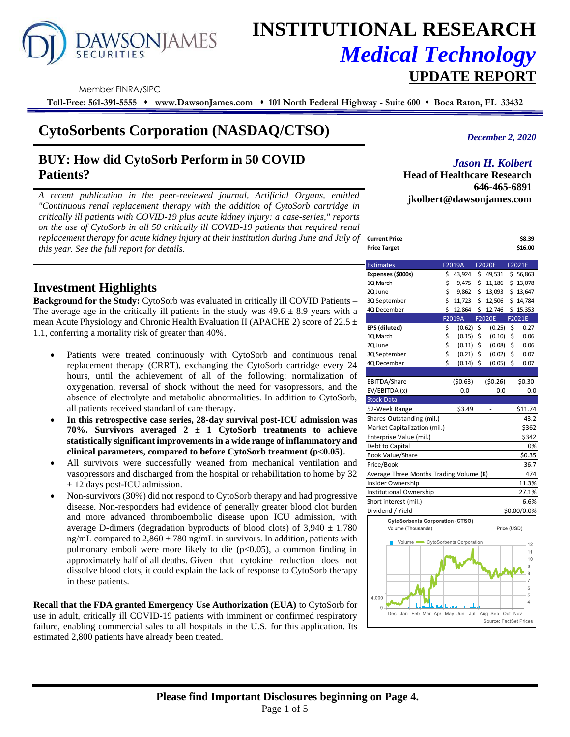# INSTITUTIONAL RESEARCH
## *Medical Technology*
## UPDATE REPORT

Member FINRA/SIPC

**Toll-Free: 561-391-5555 ♦ www.DawsonJames.com ♦ 101 North Federal Highway - Suite 600 ♦ Boca Raton, FL 33432**

# CytoSorbents Corporation (NASDAQ/CTSO)

*December 2, 2020*

## BUY: How did CytoSorb Perform in 50 COVID Patients?

*Jason H. Kolbert*
**Head of Healthcare Research**
**646-465-6891**
**jkolbert@dawsonjames.com**

*A recent publication in the peer-reviewed journal, Artificial Organs, entitled "Continuous renal replacement therapy with the addition of CytoSorb cartridge in critically ill patients with COVID-19 plus acute kidney injury: a case-series," reports on the use of CytoSorb in all 50 critically ill COVID-19 patients that required renal replacement therapy for acute kidney injury at their institution during June and July of this year. See the full report for details.*

| | |
|---|---|
| **Current Price** | **$8.39** |
| **Price Target** | **$16.00** |

| Estimates | F2019A | F2020E | F2021E |
|---|---|---|---|
| **Expenses ($000s)** | $ 43,924 | $ 49,531 | $ 56,863 |
| 1Q March | $ 9,475 | $ 11,186 | $ 13,078 |
| 2Q June | $ 9,862 | $ 13,093 | $ 13,647 |
| 3Q September | $ 11,723 | $ 12,506 | $ 14,784 |
| 4Q December | $ 12,864 | $ 12,746 | $ 15,353 |
| | F2019A | F2020E | F2021E |
| **EPS (diluted)** | $ (0.62) | $ (0.25) | $ 0.27 |
| 1Q March | $ (0.15) | $ (0.10) | $ 0.06 |
| 2Q June | $ (0.11) | $ (0.08) | $ 0.06 |
| 3Q September | $ (0.21) | $ (0.02) | $ 0.07 |
| 4Q December | $ (0.14) | $ (0.05) | $ 0.07 |
| | | | |
| EBITDA/Share | ($0.63) | ($0.26) | $0.30 |
| EV/EBITDA (x) | 0.0 | 0.0 | 0.0 |

| Stock Data | | | |
|---|---|---|---|
| 52-Week Range | $3.49 | - | $11.74 |
| Shares Outstanding (mil.) | | | 43.2 |
| Market Capitalization (mil.) | | | $362 |
| Enterprise Value (mil.) | | | $342 |
| Debt to Capital | | | 0% |
| Book Value/Share | | | $0.35 |
| Price/Book | | | 36.7 |
| Average Three Months Trading Volume (K) | | | 474 |
| Insider Ownership | | | 11.3% |
| Institutional Ownership | | | 27.1% |
| Short interest (mil.) | | | 6.6% |
| Dividend / Yield | | | $0.00/0.0% |

CytoSorbents Corporation (CTSO)
Volume (Thousands) — Price (USD)
Source: FactSet Prices

## Investment Highlights

**Background for the Study:** CytoSorb was evaluated in critically ill COVID Patients – The average age in the critically ill patients in the study was 49.6 ± 8.9 years with a mean Acute Physiology and Chronic Health Evaluation II (APACHE 2) score of 22.5 ± 1.1, conferring a mortality risk of greater than 40%.

- Patients were treated continuously with CytoSorb and continuous renal replacement therapy (CRRT), exchanging the CytoSorb cartridge every 24 hours, until the achievement of all of the following: normalization of oxygenation, reversal of shock without the need for vasopressors, and the absence of electrolyte and metabolic abnormalities. In addition to CytoSorb, all patients received standard of care therapy.
- **In this retrospective case series, 28-day survival post-ICU admission was 70%. Survivors averaged 2 ± 1 CytoSorb treatments to achieve statistically significant improvements in a wide range of inflammatory and clinical parameters, compared to before CytoSorb treatment ($p<0.05$).**
- All survivors were successfully weaned from mechanical ventilation and vasopressors and discharged from the hospital or rehabilitation to home by 32 ± 12 days post-ICU admission.
- Non-survivors (30%) did not respond to CytoSorb therapy and had progressive disease. Non-responders had evidence of generally greater blood clot burden and more advanced thromboembolic disease upon ICU admission, with average D-dimers (degradation byproducts of blood clots) of 3,940 ± 1,780 ng/mL compared to 2,860 ± 780 ng/mL in survivors. In addition, patients with pulmonary emboli were more likely to die ($p<0.05$), a common finding in approximately half of all deaths. Given that cytokine reduction does not dissolve blood clots, it could explain the lack of response to CytoSorb therapy in these patients.

**Recall that the FDA granted Emergency Use Authorization (EUA)** to CytoSorb for use in adult, critically ill COVID-19 patients with imminent or confirmed respiratory failure, enabling commercial sales to all hospitals in the U.S. for this application. Its estimated 2,800 patients have already been treated.

**Please find Important Disclosures beginning on Page 4.**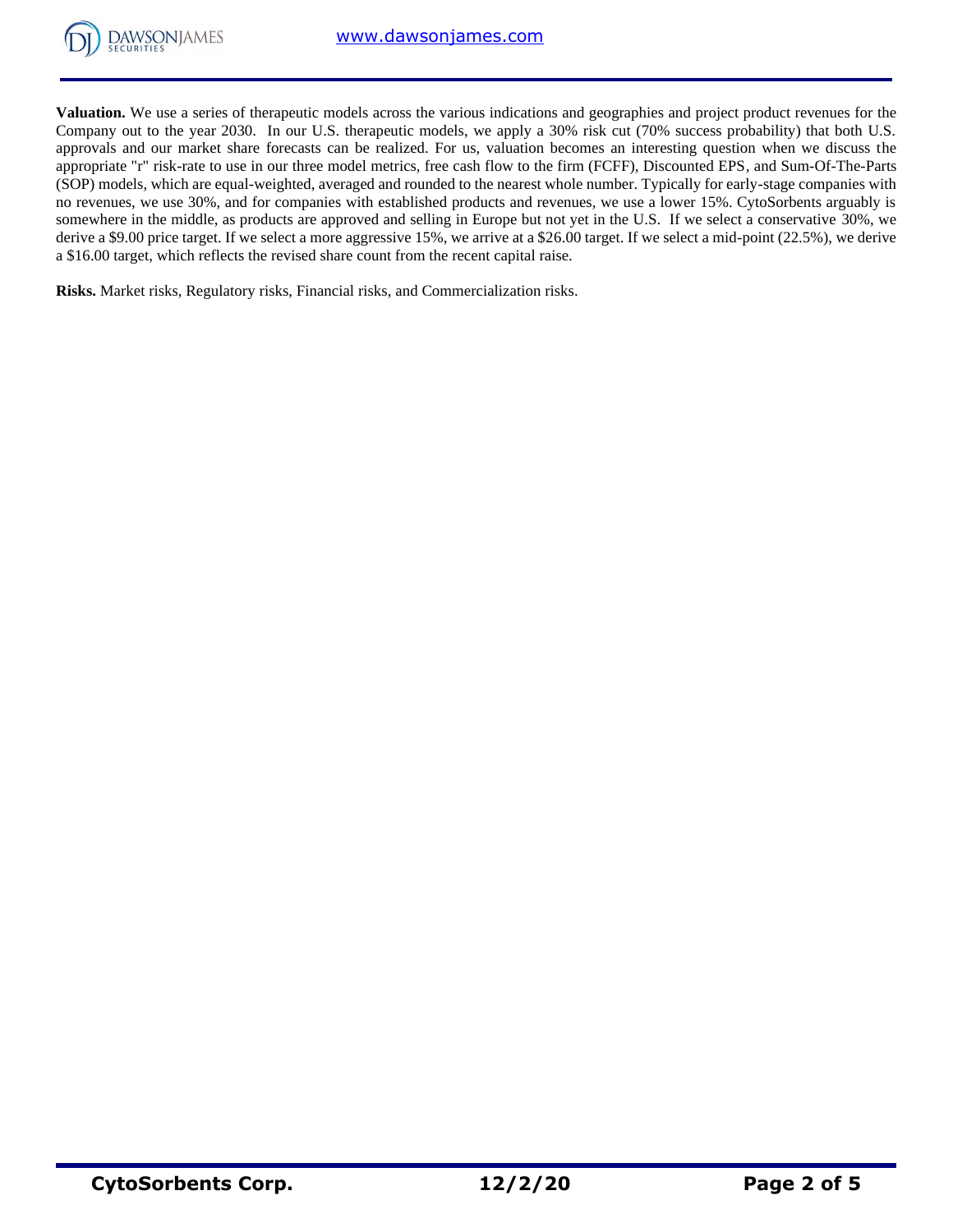**Valuation.** We use a series of therapeutic models across the various indications and geographies and project product revenues for the Company out to the year 2030. In our U.S. therapeutic models, we apply a 30% risk cut (70% success probability) that both U.S. approvals and our market share forecasts can be realized. For us, valuation becomes an interesting question when we discuss the appropriate "r" risk-rate to use in our three model metrics, free cash flow to the firm (FCFF), Discounted EPS, and Sum-Of-The-Parts (SOP) models, which are equal-weighted, averaged and rounded to the nearest whole number. Typically for early-stage companies with no revenues, we use 30%, and for companies with established products and revenues, we use a lower 15%. CytoSorbents arguably is somewhere in the middle, as products are approved and selling in Europe but not yet in the U.S. If we select a conservative 30%, we derive a $9.00 price target. If we select a more aggressive 15%, we arrive at a $26.00 target. If we select a mid-point (22.5%), we derive a $16.00 target, which reflects the revised share count from the recent capital raise.

**Risks.** Market risks, Regulatory risks, Financial risks, and Commercialization risks.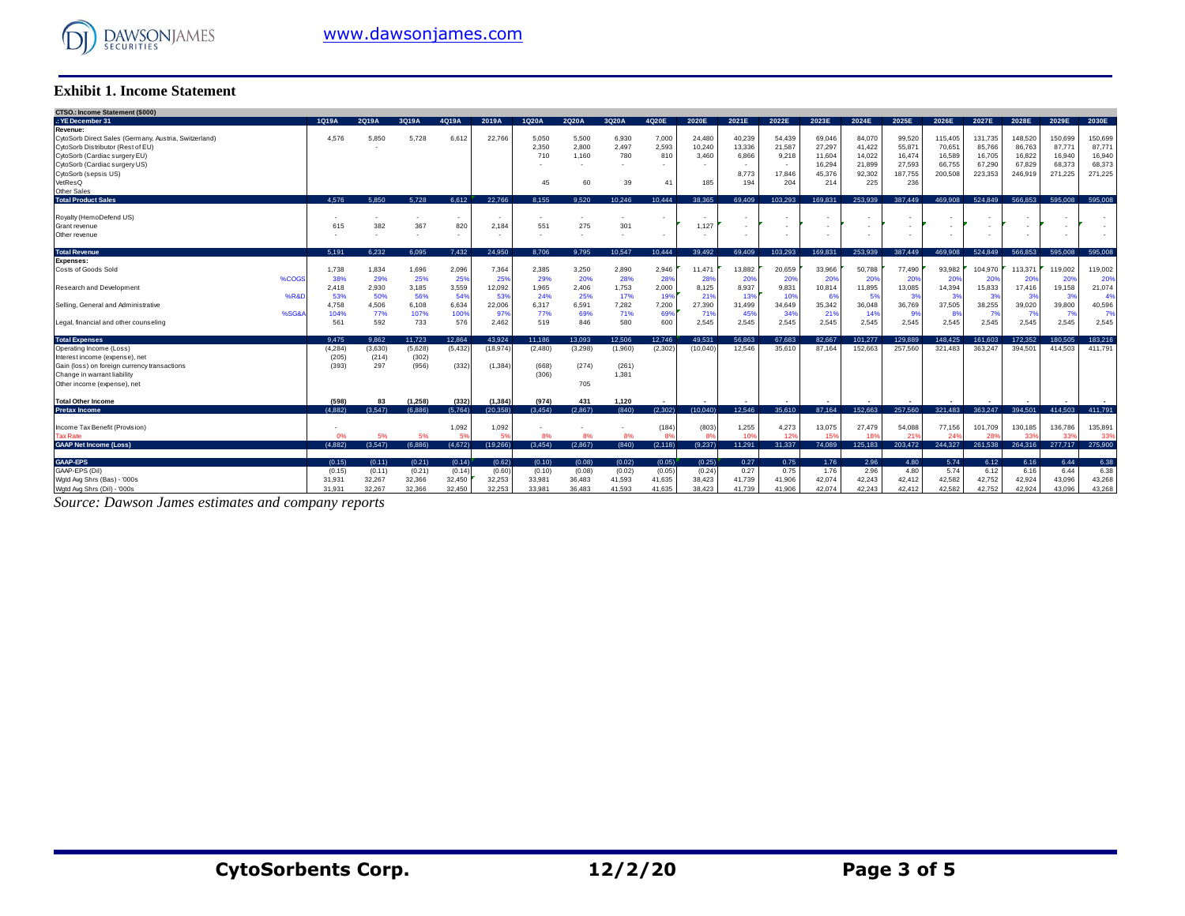## Exhibit 1. Income Statement

| CTSO.: Income Statement ($000) | | | | | | | | | | | | | | | | | | | | | | |
|---|---|---|---|---|---|---|---|---|---|---|---|---|---|---|---|---|---|---|---|---|---|---|
| .: YE December 31 | | 1Q19A | 2Q19A | 3Q19A | 4Q19A | 2019A | 1Q20A | 2Q20A | 3Q20A | 4Q20E | 2020E | 2021E | 2022E | 2023E | 2024E | 2025E | 2026E | 2027E | 2028E | 2029E | 2030E |
| **Revenue:** | | | | | | | | | | | | | | | | | | | | | |
| CytoSorb Direct Sales (Germany, Austria, Switzerland) | | 4,576 | 5,850 | 5,728 | 6,612 | 22,766 | 5,050 | 5,500 | 6,930 | 7,000 | 24,480 | 40,239 | 54,439 | 69,046 | 84,070 | 99,520 | 115,405 | 131,735 | 148,520 | 150,699 | 150,699 |
| CytoSorb Distributor (Rest of EU) | | | - | | | | 2,350 | 2,800 | 2,497 | 2,593 | 10,240 | 13,336 | 21,587 | 27,297 | 41,422 | 55,871 | 70,651 | 85,766 | 86,763 | 87,771 | 87,771 |
| CytoSorb (Cardiac surgery EU) | | | | | | | 710 | 1,160 | 780 | 810 | 3,460 | 6,866 | 9,218 | 11,604 | 14,022 | 16,474 | 16,589 | 16,705 | 16,822 | 16,940 | 16,940 |
| CytoSorb (Cardiac surgery US) | | | | | | | - | - | - | - | - | - | - | 16,294 | 21,899 | 27,593 | 66,755 | 67,290 | 67,829 | 68,373 | 68,373 |
| CytoSorb (sepsis US) | | | | | | | | | | | | 8,773 | 17,846 | 45,376 | 92,302 | 187,755 | 200,508 | 223,353 | 246,919 | 271,225 | 271,225 |
| VetResQ | | | | | | | 45 | 60 | 39 | 41 | 185 | 194 | 204 | 214 | 225 | 236 | | | | | |
| Other Sales | | | | | | | | | | | | | | | | | | | | | |
| **Total Product Sales** | | 4,576 | 5,850 | 5,728 | 6,612 | 22,766 | 8,155 | 9,520 | 10,246 | 10,444 | 38,365 | 69,409 | 103,293 | 169,831 | 253,939 | 387,449 | 469,908 | 524,849 | 566,853 | 595,008 | 595,008 |
| Royalty (HemoDefend US) | | - | - | - | - | - | - | - | - | - | - | - | - | - | - | - | - | - | - | - | - |
| Grant revenue | | 615 | 382 | 367 | 820 | 2,184 | 551 | 275 | 301 | | 1,127 | - | - | - | - | - | - | - | - | - | - |
| Other revenue | | - | - | - | - | - | - | - | - | - | - | - | - | - | - | - | - | - | - | - | - |
| **Total Revenue** | | 5,191 | 6,232 | 6,095 | 7,432 | 24,950 | 8,706 | 9,795 | 10,547 | 10,444 | 39,492 | 69,409 | 103,293 | 169,831 | 253,939 | 387,449 | 469,908 | 524,849 | 566,853 | 595,008 | 595,008 |
| **Expenses:** | | | | | | | | | | | | | | | | | | | | | |
| Costs of Goods Sold | | 1,738 | 1,834 | 1,696 | 2,096 | 7,364 | 2,385 | 3,250 | 2,890 | 2,946 | 11,471 | 13,882 | 20,659 | 33,966 | 50,788 | 77,490 | 93,982 | 104,970 | 113,371 | 119,002 | 119,002 |
| | %COGS | 38% | 29% | 25% | 25% | 25% | 29% | 20% | 28% | 28% | 28% | 20% | 20% | 20% | 20% | 20% | 20% | 20% | 20% | 20% | 20% |
| Research and Development | | 2,418 | 2,930 | 3,185 | 3,559 | 12,092 | 1,965 | 2,406 | 1,753 | 2,000 | 8,125 | 8,937 | 9,831 | 10,814 | 11,895 | 13,085 | 14,394 | 15,833 | 17,416 | 19,158 | 21,074 |
| | %R&D | 53% | 50% | 56% | 54% | 53% | 24% | 25% | 17% | 19% | 21% | 13% | 10% | 6% | 5% | 3% | 3% | 3% | 3% | 3% | 4% |
| Selling, General and Administrative | | 4,758 | 4,506 | 6,108 | 6,634 | 22,006 | 6,317 | 6,591 | 7,282 | 7,200 | 27,390 | 31,499 | 34,649 | 35,342 | 36,048 | 36,769 | 37,505 | 38,255 | 39,020 | 39,800 | 40,596 |
| | %SG&A | 104% | 77% | 107% | 100% | 97% | 77% | 69% | 71% | 69% | 71% | 45% | 34% | 21% | 14% | 9% | 8% | 7% | 7% | 7% | 7% |
| Legal, financial and other counseling | | 561 | 592 | 733 | 576 | 2,462 | 519 | 846 | 580 | 600 | 2,545 | 2,545 | 2,545 | 2,545 | 2,545 | 2,545 | 2,545 | 2,545 | 2,545 | 2,545 | 2,545 |
| **Total Expenses** | | 9,475 | 9,862 | 11,723 | 12,864 | 43,924 | 11,186 | 13,093 | 12,506 | 12,746 | 49,531 | 56,863 | 67,683 | 82,667 | 101,277 | 129,889 | 148,425 | 161,603 | 172,352 | 180,505 | 183,216 |
| Operating Income (Loss) | | (4,284) | (3,630) | (5,628) | (5,432) | (18,974) | (2,480) | (3,298) | (1,960) | (2,302) | (10,040) | 12,546 | 35,610 | 87,164 | 152,663 | 257,560 | 321,483 | 363,247 | 394,501 | 414,503 | 411,791 |
| Interest income (expense), net | | (205) | (214) | (302) | | | | | | | | | | | | | | | | | |
| Gain (loss) on foreign currency transactions | | (393) | 297 | (956) | (332) | (1,384) | (668) | (274) | (261) | | | | | | | | | | | | |
| Change in warrant liability | | | | | | | (306) | | 1,381 | | | | | | | | | | | | |
| Other income (expense), net | | | | | | | | 705 | | | | | | | | | | | | | |
| **Total Other Income** | | **(598)** | **83** | **(1,258)** | **(332)** | **(1,384)** | **(974)** | **431** | **1,120** | - | - | - | - | - | - | - | - | - | - | - | - |
| **Pretax Income** | | (4,882) | (3,547) | (6,886) | (5,764) | (20,358) | (3,454) | (2,867) | (840) | (2,302) | (10,040) | 12,546 | 35,610 | 87,164 | 152,663 | 257,560 | 321,483 | 363,247 | 394,501 | 414,503 | 411,791 |
| Income Tax Benefit (Provision) | | - | | | 1,092 | 1,092 | - | - | - | (184) | (803) | 1,255 | 4,273 | 13,075 | 27,479 | 54,088 | 77,156 | 101,709 | 130,185 | 136,786 | 135,891 |
| Tax Rate | | 0% | 5% | 5% | 5% | 5% | 8% | 8% | 8% | 8% | 8% | 10% | 12% | 15% | 18% | 21% | 24% | 28% | 33% | 33% | 33% |
| **GAAP Net Income (Loss)** | | (4,882) | (3,547) | (6,886) | (4,672) | (19,266) | (3,454) | (2,867) | (840) | (2,118) | (9,237) | 11,291 | 31,337 | 74,089 | 125,183 | 203,472 | 244,327 | 261,538 | 264,316 | 277,717 | 275,900 |
| **GAAP-EPS** | | (0.15) | (0.11) | (0.21) | (0.14) | (0.62) | (0.10) | (0.08) | (0.02) | (0.05) | (0.25) | 0.27 | 0.75 | 1.76 | 2.96 | 4.80 | 5.74 | 6.12 | 6.16 | 6.44 | 6.38 |
| GAAP-EPS (Dil) | | (0.15) | (0.11) | (0.21) | (0.14) | (0.60) | (0.10) | (0.08) | (0.02) | (0.05) | (0.24) | 0.27 | 0.75 | 1.76 | 2.96 | 4.80 | 5.74 | 6.12 | 6.16 | 6.44 | 6.38 |
| Wgtd Avg Shrs (Bas) - '000s | | 31,931 | 32,267 | 32,366 | 32,450 | 32,253 | 33,981 | 36,483 | 41,593 | 41,635 | 38,423 | 41,739 | 41,906 | 42,074 | 42,243 | 42,412 | 42,582 | 42,752 | 42,924 | 43,096 | 43,268 |
| Wgtd Avg Shrs (Dil) - '000s | | 31,931 | 32,267 | 32,366 | 32,450 | 32,253 | 33,981 | 36,483 | 41,593 | 41,635 | 38,423 | 41,739 | 41,906 | 42,074 | 42,243 | 42,412 | 42,582 | 42,752 | 42,924 | 43,096 | 43,268 |

*Source: Dawson James estimates and company reports*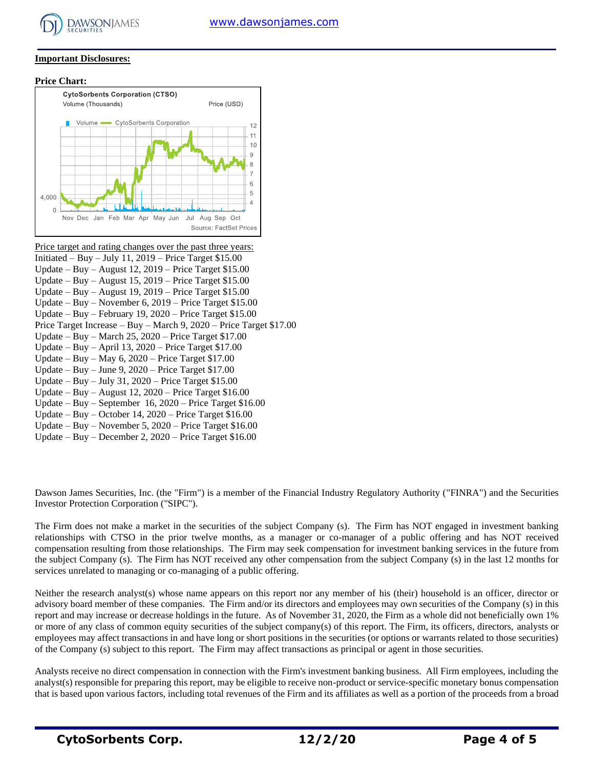**Important Disclosures:**

**Price Chart:**

CytoSorbents Corporation (CTSO)

Volume (Thousands) Price (USD)

Volume — CytoSorbents Corporation

Nov Dec Jan Feb Mar Apr May Jun Jul Aug Sep Oct

Source: FactSet Prices

Price target and rating changes over the past three years:

Initiated – Buy – July 11, 2019 – Price Target $15.00
Update – Buy – August 12, 2019 – Price Target $15.00
Update – Buy – August 15, 2019 – Price Target $15.00
Update – Buy – August 19, 2019 – Price Target $15.00
Update – Buy – November 6, 2019 – Price Target $15.00
Update – Buy – February 19, 2020 – Price Target $15.00
Price Target Increase – Buy – March 9, 2020 – Price Target $17.00
Update – Buy – March 25, 2020 – Price Target $17.00
Update – Buy – April 13, 2020 – Price Target $17.00
Update – Buy – May 6, 2020 – Price Target $17.00
Update – Buy – June 9, 2020 – Price Target $17.00
Update – Buy – July 31, 2020 – Price Target $15.00
Update – Buy – August 12, 2020 – Price Target $16.00
Update – Buy – September 16, 2020 – Price Target $16.00
Update – Buy – October 14, 2020 – Price Target $16.00
Update – Buy – November 5, 2020 – Price Target $16.00
Update – Buy – December 2, 2020 – Price Target $16.00

Dawson James Securities, Inc. (the "Firm") is a member of the Financial Industry Regulatory Authority ("FINRA") and the Securities Investor Protection Corporation ("SIPC").

The Firm does not make a market in the securities of the subject Company (s). The Firm has NOT engaged in investment banking relationships with CTSO in the prior twelve months, as a manager or co-manager of a public offering and has NOT received compensation resulting from those relationships. The Firm may seek compensation for investment banking services in the future from the subject Company (s). The Firm has NOT received any other compensation from the subject Company (s) in the last 12 months for services unrelated to managing or co-managing of a public offering.

Neither the research analyst(s) whose name appears on this report nor any member of his (their) household is an officer, director or advisory board member of these companies. The Firm and/or its directors and employees may own securities of the Company (s) in this report and may increase or decrease holdings in the future. As of November 31, 2020, the Firm as a whole did not beneficially own 1% or more of any class of common equity securities of the subject company(s) of this report. The Firm, its officers, directors, analysts or employees may affect transactions in and have long or short positions in the securities (or options or warrants related to those securities) of the Company (s) subject to this report. The Firm may affect transactions as principal or agent in those securities.

Analysts receive no direct compensation in connection with the Firm's investment banking business. All Firm employees, including the analyst(s) responsible for preparing this report, may be eligible to receive non-product or service-specific monetary bonus compensation that is based upon various factors, including total revenues of the Firm and its affiliates as well as a portion of the proceeds from a broad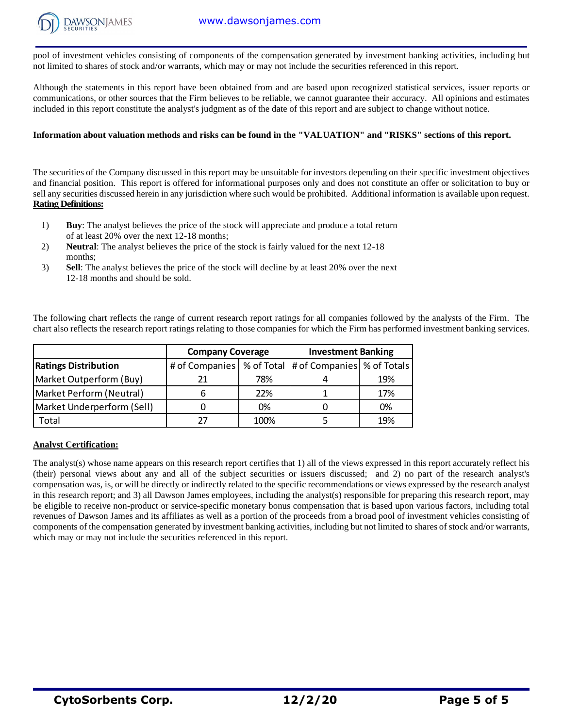pool of investment vehicles consisting of components of the compensation generated by investment banking activities, including but not limited to shares of stock and/or warrants, which may or may not include the securities referenced in this report.

Although the statements in this report have been obtained from and are based upon recognized statistical services, issuer reports or communications, or other sources that the Firm believes to be reliable, we cannot guarantee their accuracy. All opinions and estimates included in this report constitute the analyst's judgment as of the date of this report and are subject to change without notice.

**Information about valuation methods and risks can be found in the "VALUATION" and "RISKS" sections of this report.**

The securities of the Company discussed in this report may be unsuitable for investors depending on their specific investment objectives and financial position. This report is offered for informational purposes only and does not constitute an offer or solicitation to buy or sell any securities discussed herein in any jurisdiction where such would be prohibited. Additional information is available upon request.

**Rating Definitions:**

1) **Buy**: The analyst believes the price of the stock will appreciate and produce a total return of at least 20% over the next 12-18 months;
2) **Neutral**: The analyst believes the price of the stock is fairly valued for the next 12-18 months;
3) **Sell**: The analyst believes the price of the stock will decline by at least 20% over the next 12-18 months and should be sold.

The following chart reflects the range of current research report ratings for all companies followed by the analysts of the Firm. The chart also reflects the research report ratings relating to those companies for which the Firm has performed investment banking services.

| | Company Coverage | | Investment Banking | |
|---|---|---|---|---|
| **Ratings Distribution** | # of Companies | % of Total | # of Companies | % of Totals |
| Market Outperform (Buy) | 21 | 78% | 4 | 19% |
| Market Perform (Neutral) | 6 | 22% | 1 | 17% |
| Market Underperform (Sell) | 0 | 0% | 0 | 0% |
| Total | 27 | 100% | 5 | 19% |

**Analyst Certification:**

The analyst(s) whose name appears on this research report certifies that 1) all of the views expressed in this report accurately reflect his (their) personal views about any and all of the subject securities or issuers discussed; and 2) no part of the research analyst's compensation was, is, or will be directly or indirectly related to the specific recommendations or views expressed by the research analyst in this research report; and 3) all Dawson James employees, including the analyst(s) responsible for preparing this research report, may be eligible to receive non-product or service-specific monetary bonus compensation that is based upon various factors, including total revenues of Dawson James and its affiliates as well as a portion of the proceeds from a broad pool of investment vehicles consisting of components of the compensation generated by investment banking activities, including but not limited to shares of stock and/or warrants, which may or may not include the securities referenced in this report.